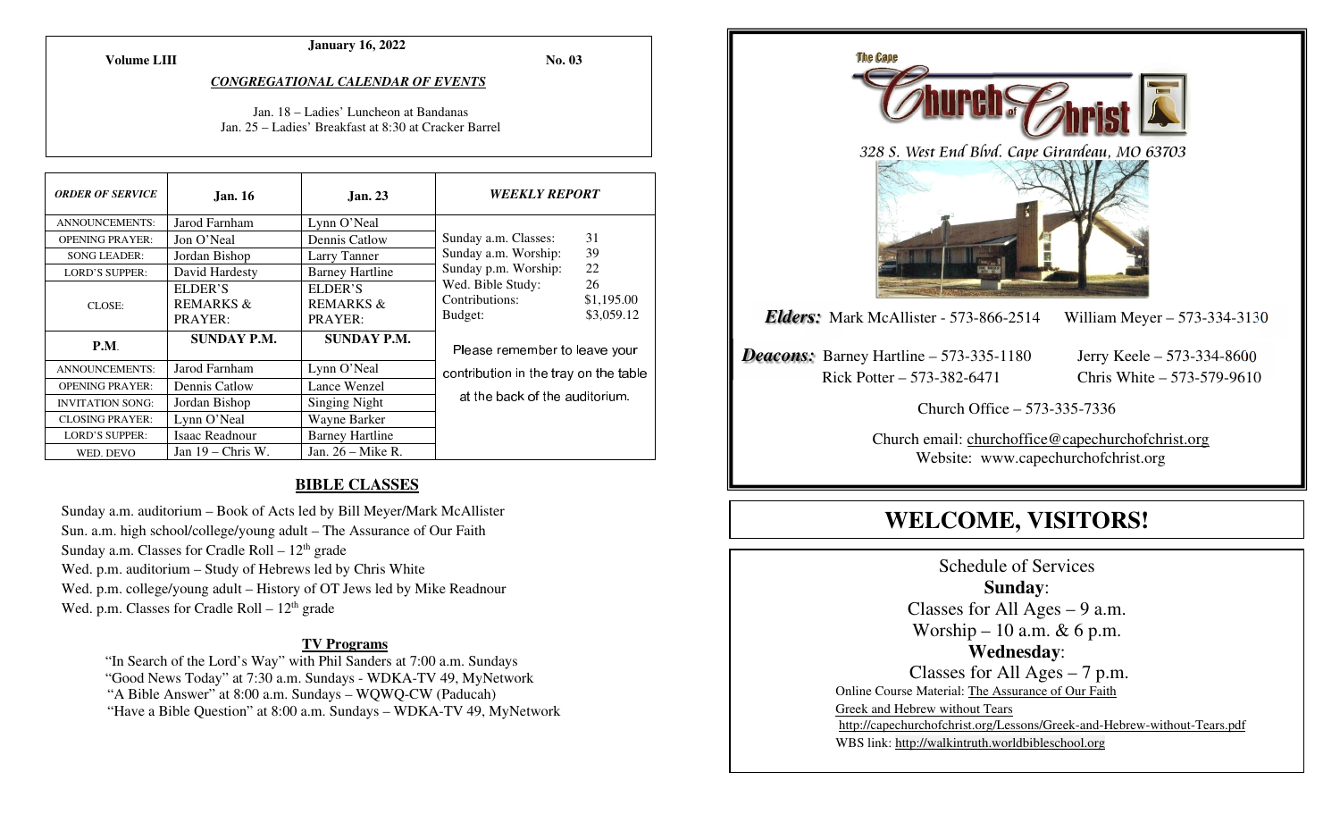**January 16, 2022**

**Volume LIII** **No. 03**

***CONGREGATIONAL CALENDAR OF EVENTS***

Jan. 18 – Ladies' Luncheon at Bandanas
Jan. 25 – Ladies' Breakfast at 8:30 at Cracker Barrel

| *ORDER OF SERVICE* | **Jan. 16** | **Jan. 23** |
|---|---|---|
| ANNOUNCEMENTS: | Jarod Farnham | Lynn O'Neal |
| OPENING PRAYER: | Jon O'Neal | Dennis Catlow |
| SONG LEADER: | Jordan Bishop | Larry Tanner |
| LORD'S SUPPER: | David Hardesty | Barney Hartline |
| CLOSE: | ELDER'S REMARKS & PRAYER: | ELDER'S REMARKS & PRAYER: |
| **P.M.** | **SUNDAY P.M.** | **SUNDAY P.M.** |
| ANNOUNCEMENTS: | Jarod Farnham | Lynn O'Neal |
| OPENING PRAYER: | Dennis Catlow | Lance Wenzel |
| INVITATION SONG: | Jordan Bishop | Singing Night |
| CLOSING PRAYER: | Lynn O'Neal | Wayne Barker |
| LORD'S SUPPER: | Isaac Readnour | Barney Hartline |
| WED. DEVO | Jan 19 – Chris W. | Jan. 26 – Mike R. |

***WEEKLY REPORT***

| | |
|---|---|
| Sunday a.m. Classes: | 31 |
| Sunday a.m. Worship: | 39 |
| Sunday p.m. Worship: | 22 |
| Wed. Bible Study: | 26 |
| Contributions: | $1,195.00 |
| Budget: | $3,059.12 |

Please remember to leave your contribution in the tray on the table at the back of the auditorium.

## BIBLE CLASSES

Sunday a.m. auditorium – Book of Acts led by Bill Meyer/Mark McAllister
Sun. a.m. high school/college/young adult – The Assurance of Our Faith
Sunday a.m. Classes for Cradle Roll – 12th grade
Wed. p.m. auditorium – Study of Hebrews led by Chris White
Wed. p.m. college/young adult – History of OT Jews led by Mike Readnour
Wed. p.m. Classes for Cradle Roll – 12th grade

### TV Programs

"In Search of the Lord's Way" with Phil Sanders at 7:00 a.m. Sundays
"Good News Today" at 7:30 a.m. Sundays - WDKA-TV 49, MyNetwork
"A Bible Answer" at 8:00 a.m. Sundays – WQWQ-CW (Paducah)
"Have a Bible Question" at 8:00 a.m. Sundays – WDKA-TV 49, MyNetwork

The Cape Church of Christ

*328 S. West End Blvd. Cape Girardeau, MO 63703*

***Elders:*** Mark McAllister - 573-866-2514    William Meyer – 573-334-3130

***Deacons:*** Barney Hartline – 573-335-1180    Jerry Keele – 573-334-8600
Rick Potter – 573-382-6471    Chris White – 573-579-9610

Church Office – 573-335-7336

Church email: churchoffice@capechurchofchrist.org
Website: www.capechurchofchrist.org

# WELCOME, VISITORS!

Schedule of Services

**Sunday**:
Classes for All Ages – 9 a.m.
Worship – 10 a.m. & 6 p.m.

**Wednesday**:
Classes for All Ages – 7 p.m.

Online Course Material: The Assurance of Our Faith
Greek and Hebrew without Tears
http://capechurchofchrist.org/Lessons/Greek-and-Hebrew-without-Tears.pdf
WBS link: http://walkintruth.worldbibleschool.org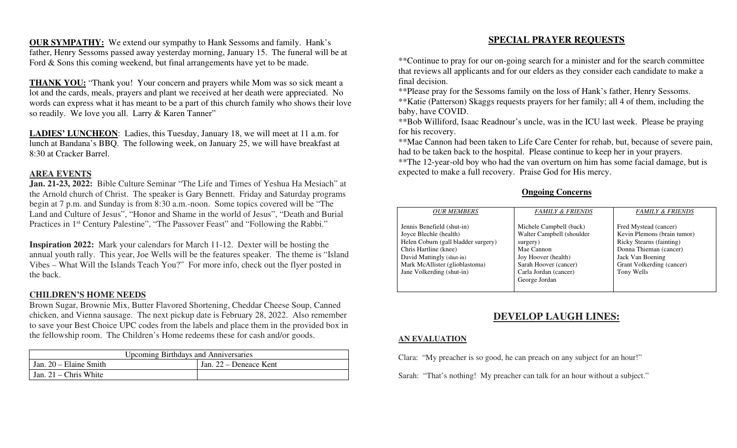**OUR SYMPATHY:** We extend our sympathy to Hank Sessoms and family. Hank's father, Henry Sessoms passed away yesterday morning, January 15. The funeral will be at Ford & Sons this coming weekend, but final arrangements have yet to be made.

**THANK YOU:** "Thank you! Your concern and prayers while Mom was so sick meant a lot and the cards, meals, prayers and plant we received at her death were appreciated. No words can express what it has meant to be a part of this church family who shows their love so readily. We love you all. Larry & Karen Tanner"

**LADIES' LUNCHEON**: Ladies, this Tuesday, January 18, we will meet at 11 a.m. for lunch at Bandana's BBQ. The following week, on January 25, we will have breakfast at 8:30 at Cracker Barrel.

## AREA EVENTS

**Jan. 21-23, 2022:** Bible Culture Seminar "The Life and Times of Yeshua Ha Mesiach" at the Arnold church of Christ. The speaker is Gary Bennett. Friday and Saturday programs begin at 7 p.m. and Sunday is from 8:30 a.m.-noon. Some topics covered will be "The Land and Culture of Jesus", "Honor and Shame in the world of Jesus", "Death and Burial Practices in 1st Century Palestine", "The Passover Feast" and "Following the Rabbi."

**Inspiration 2022:** Mark your calendars for March 11-12. Dexter will be hosting the annual youth rally. This year, Joe Wells will be the features speaker. The theme is "Island Vibes – What Will the Islands Teach You?" For more info, check out the flyer posted in the back.

## CHILDREN'S HOME NEEDS

Brown Sugar, Brownie Mix, Butter Flavored Shortening, Cheddar Cheese Soup, Canned chicken, and Vienna sausage. The next pickup date is February 28, 2022. Also remember to save your Best Choice UPC codes from the labels and place them in the provided box in the fellowship room. The Children's Home redeems these for cash and/or goods.

| Upcoming Birthdays and Anniversaries | |
|---|---|
| Jan. 20 – Elaine Smith | Jan. 22 – Deneace Kent |
| Jan. 21 – Chris White | |

## SPECIAL PRAYER REQUESTS

**Continue to pray for our on-going search for a minister and for the search committee that reviews all applicants and for our elders as they consider each candidate to make a final decision.
**Please pray for the Sessoms family on the loss of Hank's father, Henry Sessoms.
**Katie (Patterson) Skaggs requests prayers for her family; all 4 of them, including the baby, have COVID.
**Bob Williford, Isaac Readnour's uncle, was in the ICU last week. Please be praying for his recovery.
**Mae Cannon had been taken to Life Care Center for rehab, but, because of severe pain, had to be taken back to the hospital. Please continue to keep her in your prayers.
**The 12-year-old boy who had the van overturn on him has some facial damage, but is expected to make a full recovery. Praise God for His mercy.

### Ongoing Concerns

| *OUR MEMBERS* | *FAMILY & FRIENDS* | *FAMILY & FRIENDS* |
|---|---|---|
| Jennis Benefield (shut-in) | Michele Campbell (back) | Fred Mystead (cancer) |
| Joyce Blechle (health) | Walter Campbell (shoulder surgery) | Kevin Plemons (brain tumor) |
| Helen Coburn (gall bladder surgery) | Mae Cannon | Ricky Stearns (fainting) |
| Chris Hartline (knee) | Joy Hoover (health) | Donna Thieman (cancer) |
| David Mattingly (shut-in) | Sarah Hoover (cancer) | Jack Van Boening |
| Mark McAllister (glioblastoma) | Carla Jordan (cancer) | Grant Volkerding (cancer) |
| Jane Volkerding (shut-in) | George Jordan | Tony Wells |

## DEVELOP LAUGH LINES:

### AN EVALUATION

Clara: "My preacher is so good, he can preach on any subject for an hour!"

Sarah: "That's nothing! My preacher can talk for an hour without a subject."